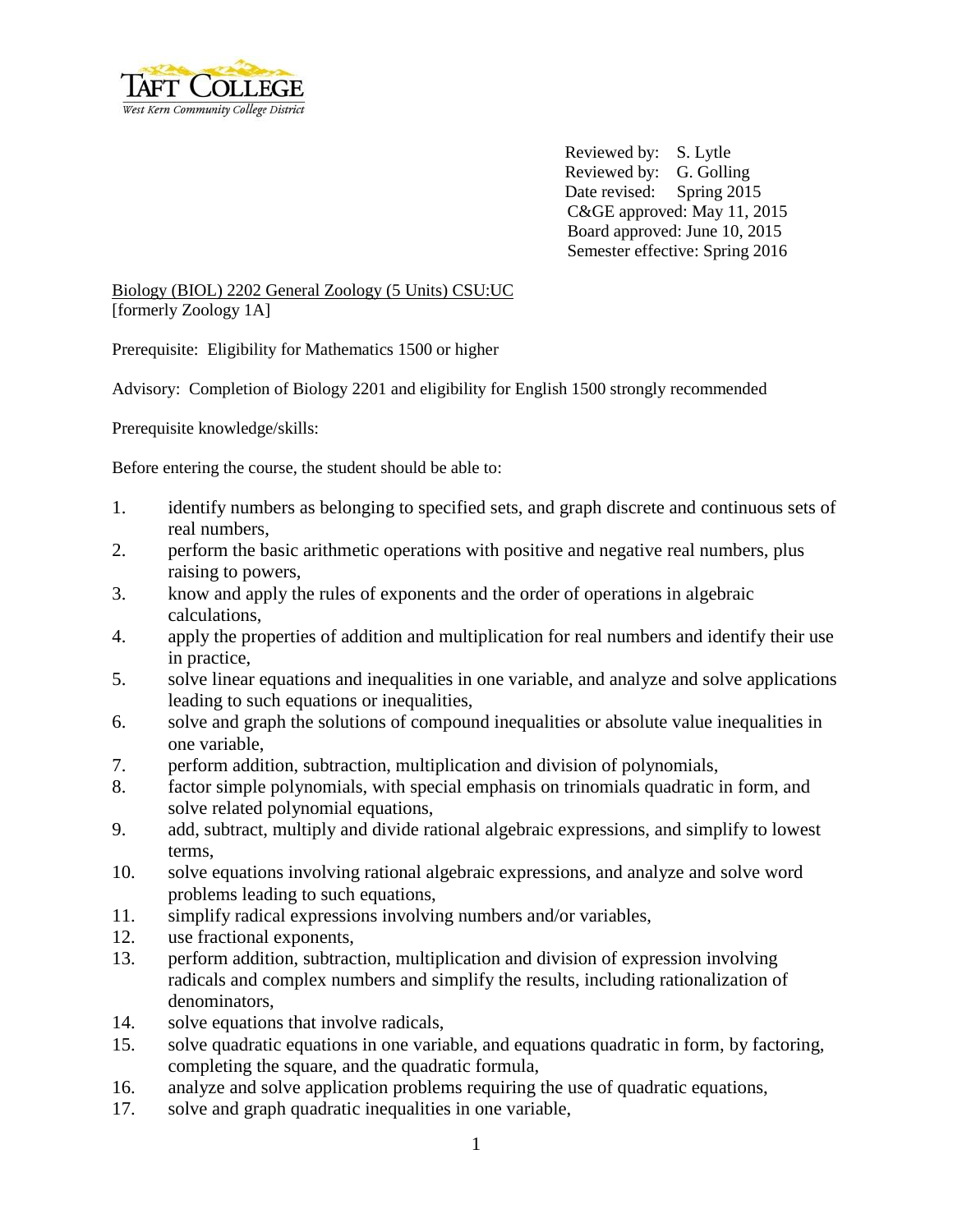Reviewed by: S. Lytle
Reviewed by: G. Golling
Date revised: Spring 2015
C&GE approved: May 11, 2015
Board approved: June 10, 2015
Semester effective: Spring 2016

Biology (BIOL) 2202 General Zoology (5 Units) CSU:UC
[formerly Zoology 1A]

Prerequisite: Eligibility for Mathematics 1500 or higher

Advisory: Completion of Biology 2201 and eligibility for English 1500 strongly recommended

Prerequisite knowledge/skills:

Before entering the course, the student should be able to:

1. identify numbers as belonging to specified sets, and graph discrete and continuous sets of real numbers,
2. perform the basic arithmetic operations with positive and negative real numbers, plus raising to powers,
3. know and apply the rules of exponents and the order of operations in algebraic calculations,
4. apply the properties of addition and multiplication for real numbers and identify their use in practice,
5. solve linear equations and inequalities in one variable, and analyze and solve applications leading to such equations or inequalities,
6. solve and graph the solutions of compound inequalities or absolute value inequalities in one variable,
7. perform addition, subtraction, multiplication and division of polynomials,
8. factor simple polynomials, with special emphasis on trinomials quadratic in form, and solve related polynomial equations,
9. add, subtract, multiply and divide rational algebraic expressions, and simplify to lowest terms,
10. solve equations involving rational algebraic expressions, and analyze and solve word problems leading to such equations,
11. simplify radical expressions involving numbers and/or variables,
12. use fractional exponents,
13. perform addition, subtraction, multiplication and division of expression involving radicals and complex numbers and simplify the results, including rationalization of denominators,
14. solve equations that involve radicals,
15. solve quadratic equations in one variable, and equations quadratic in form, by factoring, completing the square, and the quadratic formula,
16. analyze and solve application problems requiring the use of quadratic equations,
17. solve and graph quadratic inequalities in one variable,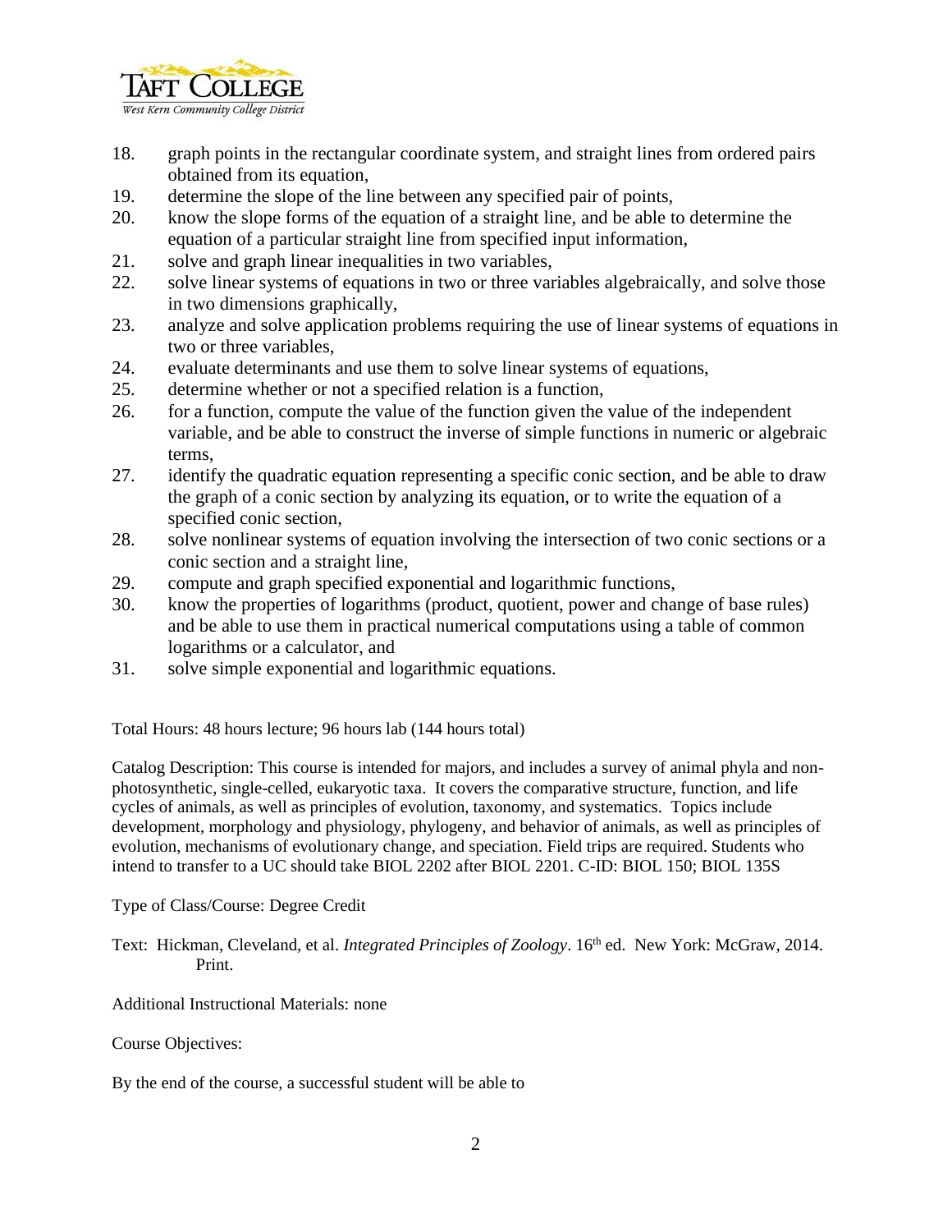18. graph points in the rectangular coordinate system, and straight lines from ordered pairs obtained from its equation,
19. determine the slope of the line between any specified pair of points,
20. know the slope forms of the equation of a straight line, and be able to determine the equation of a particular straight line from specified input information,
21. solve and graph linear inequalities in two variables,
22. solve linear systems of equations in two or three variables algebraically, and solve those in two dimensions graphically,
23. analyze and solve application problems requiring the use of linear systems of equations in two or three variables,
24. evaluate determinants and use them to solve linear systems of equations,
25. determine whether or not a specified relation is a function,
26. for a function, compute the value of the function given the value of the independent variable, and be able to construct the inverse of simple functions in numeric or algebraic terms,
27. identify the quadratic equation representing a specific conic section, and be able to draw the graph of a conic section by analyzing its equation, or to write the equation of a specified conic section,
28. solve nonlinear systems of equation involving the intersection of two conic sections or a conic section and a straight line,
29. compute and graph specified exponential and logarithmic functions,
30. know the properties of logarithms (product, quotient, power and change of base rules) and be able to use them in practical numerical computations using a table of common logarithms or a calculator, and
31. solve simple exponential and logarithmic equations.

Total Hours: 48 hours lecture; 96 hours lab (144 hours total)

Catalog Description: This course is intended for majors, and includes a survey of animal phyla and non-photosynthetic, single-celled, eukaryotic taxa. It covers the comparative structure, function, and life cycles of animals, as well as principles of evolution, taxonomy, and systematics. Topics include development, morphology and physiology, phylogeny, and behavior of animals, as well as principles of evolution, mechanisms of evolutionary change, and speciation. Field trips are required. Students who intend to transfer to a UC should take BIOL 2202 after BIOL 2201. C-ID: BIOL 150; BIOL 135S

Type of Class/Course: Degree Credit

Text: Hickman, Cleveland, et al. *Integrated Principles of Zoology*. 16th ed. New York: McGraw, 2014. Print.

Additional Instructional Materials: none

Course Objectives:

By the end of the course, a successful student will be able to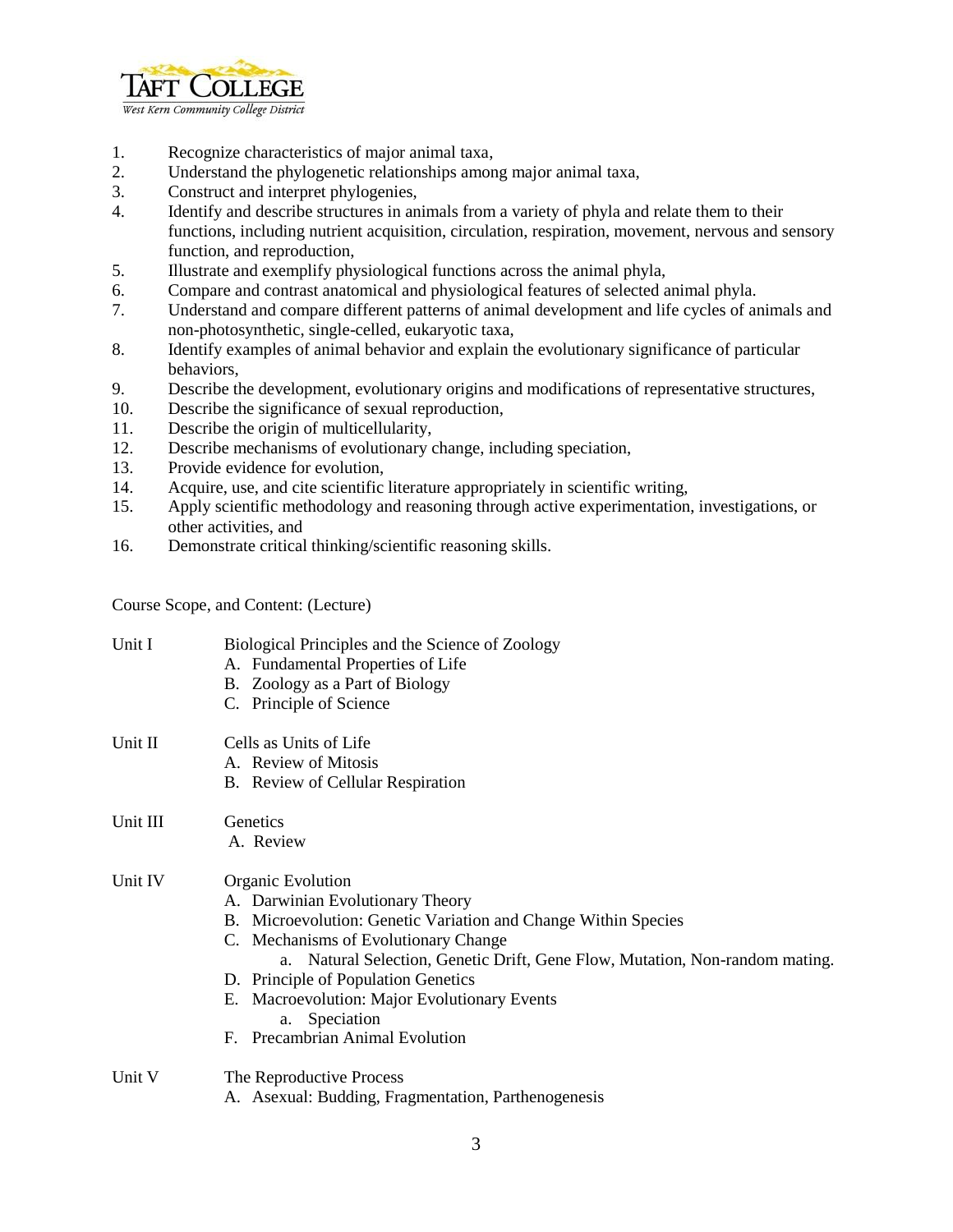1. Recognize characteristics of major animal taxa,
2. Understand the phylogenetic relationships among major animal taxa,
3. Construct and interpret phylogenies,
4. Identify and describe structures in animals from a variety of phyla and relate them to their functions, including nutrient acquisition, circulation, respiration, movement, nervous and sensory function, and reproduction,
5. Illustrate and exemplify physiological functions across the animal phyla,
6. Compare and contrast anatomical and physiological features of selected animal phyla.
7. Understand and compare different patterns of animal development and life cycles of animals and non-photosynthetic, single-celled, eukaryotic taxa,
8. Identify examples of animal behavior and explain the evolutionary significance of particular behaviors,
9. Describe the development, evolutionary origins and modifications of representative structures,
10. Describe the significance of sexual reproduction,
11. Describe the origin of multicellularity,
12. Describe mechanisms of evolutionary change, including speciation,
13. Provide evidence for evolution,
14. Acquire, use, and cite scientific literature appropriately in scientific writing,
15. Apply scientific methodology and reasoning through active experimentation, investigations, or other activities, and
16. Demonstrate critical thinking/scientific reasoning skills.

Course Scope, and Content: (Lecture)

Unit I — Biological Principles and the Science of Zoology
- A. Fundamental Properties of Life
- B. Zoology as a Part of Biology
- C. Principle of Science

Unit II — Cells as Units of Life
- A. Review of Mitosis
- B. Review of Cellular Respiration

Unit III — Genetics
- A. Review

Unit IV — Organic Evolution
- A. Darwinian Evolutionary Theory
- B. Microevolution: Genetic Variation and Change Within Species
- C. Mechanisms of Evolutionary Change
  - a. Natural Selection, Genetic Drift, Gene Flow, Mutation, Non-random mating.
- D. Principle of Population Genetics
- E. Macroevolution: Major Evolutionary Events
  - a. Speciation
- F. Precambrian Animal Evolution

Unit V — The Reproductive Process
- A. Asexual: Budding, Fragmentation, Parthenogenesis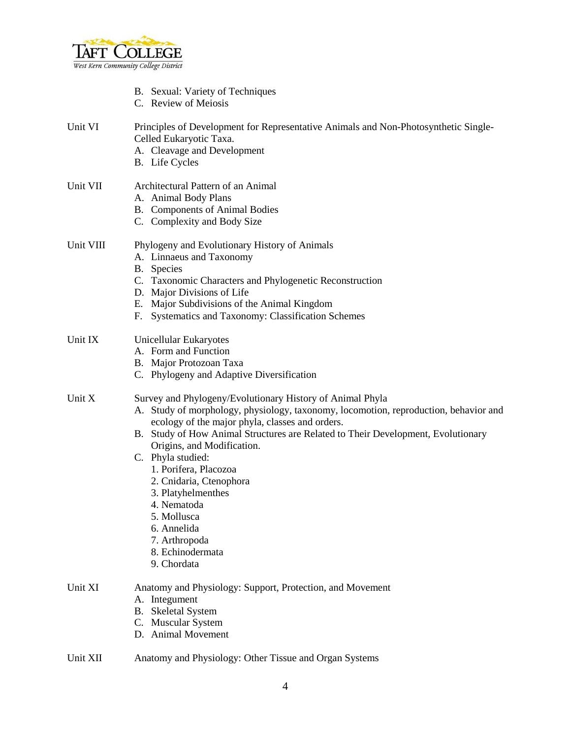B. Sexual: Variety of Techniques
C. Review of Meiosis

Unit VI Principles of Development for Representative Animals and Non-Photosynthetic Single-Celled Eukaryotic Taxa.
A. Cleavage and Development
B. Life Cycles

Unit VII Architectural Pattern of an Animal
A. Animal Body Plans
B. Components of Animal Bodies
C. Complexity and Body Size

Unit VIII Phylogeny and Evolutionary History of Animals
A. Linnaeus and Taxonomy
B. Species
C. Taxonomic Characters and Phylogenetic Reconstruction
D. Major Divisions of Life
E. Major Subdivisions of the Animal Kingdom
F. Systematics and Taxonomy: Classification Schemes

Unit IX Unicellular Eukaryotes
A. Form and Function
B. Major Protozoan Taxa
C. Phylogeny and Adaptive Diversification

Unit X Survey and Phylogeny/Evolutionary History of Animal Phyla
A. Study of morphology, physiology, taxonomy, locomotion, reproduction, behavior and ecology of the major phyla, classes and orders.
B. Study of How Animal Structures are Related to Their Development, Evolutionary Origins, and Modification.
C. Phyla studied:
1. Porifera, Placozoa
2. Cnidaria, Ctenophora
3. Platyhelmenthes
4. Nematoda
5. Mollusca
6. Annelida
7. Arthropoda
8. Echinodermata
9. Chordata

Unit XI Anatomy and Physiology: Support, Protection, and Movement
A. Integument
B. Skeletal System
C. Muscular System
D. Animal Movement

Unit XII Anatomy and Physiology: Other Tissue and Organ Systems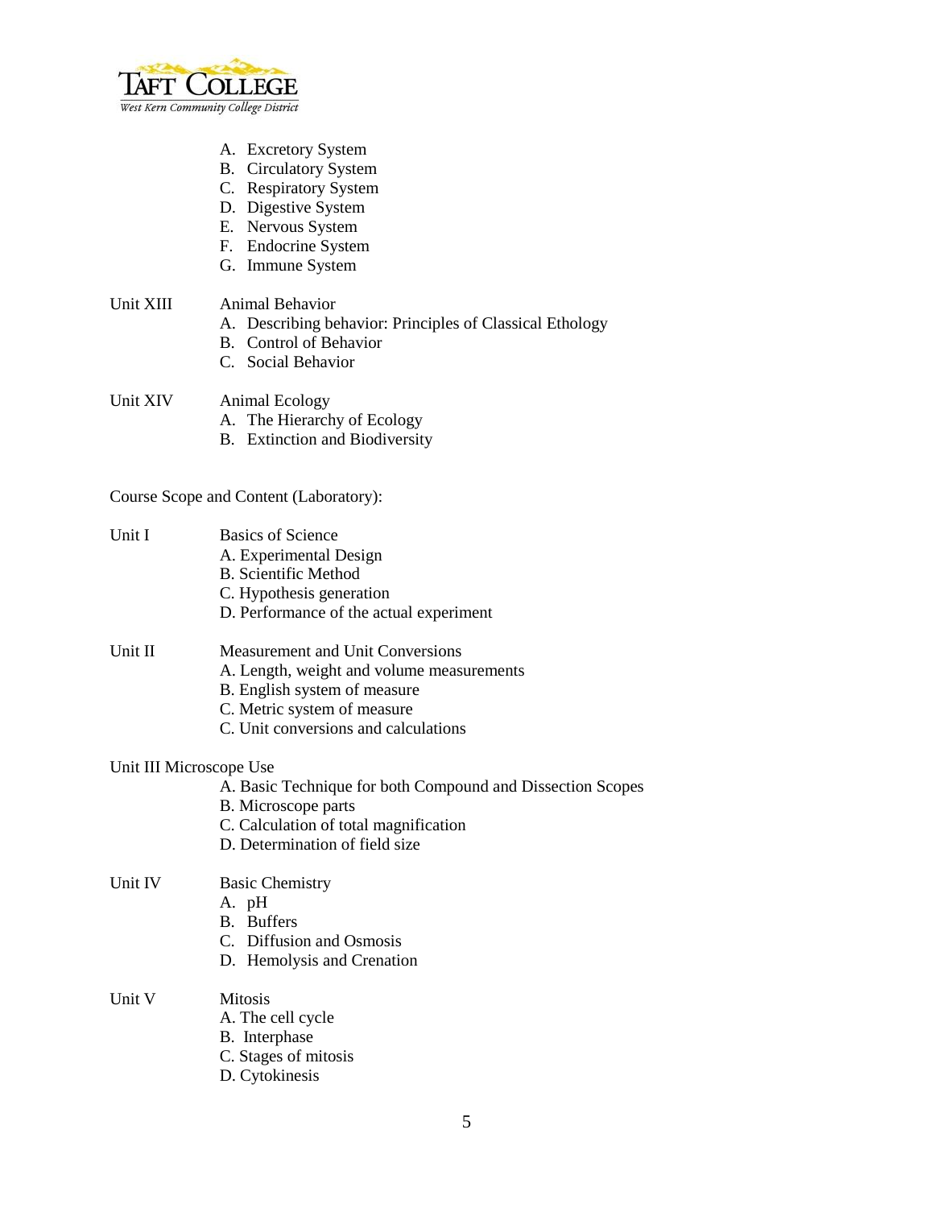A. Excretory System
B. Circulatory System
C. Respiratory System
D. Digestive System
E. Nervous System
F. Endocrine System
G. Immune System

Unit XIII Animal Behavior
A. Describing behavior: Principles of Classical Ethology
B. Control of Behavior
C. Social Behavior

Unit XIV Animal Ecology
A. The Hierarchy of Ecology
B. Extinction and Biodiversity

Course Scope and Content (Laboratory):

Unit I Basics of Science
A. Experimental Design
B. Scientific Method
C. Hypothesis generation
D. Performance of the actual experiment

Unit II Measurement and Unit Conversions
A. Length, weight and volume measurements
B. English system of measure
C. Metric system of measure
C. Unit conversions and calculations

Unit III Microscope Use
A. Basic Technique for both Compound and Dissection Scopes
B. Microscope parts
C. Calculation of total magnification
D. Determination of field size

Unit IV Basic Chemistry
A. pH
B. Buffers
C. Diffusion and Osmosis
D. Hemolysis and Crenation

Unit V Mitosis
A. The cell cycle
B. Interphase
C. Stages of mitosis
D. Cytokinesis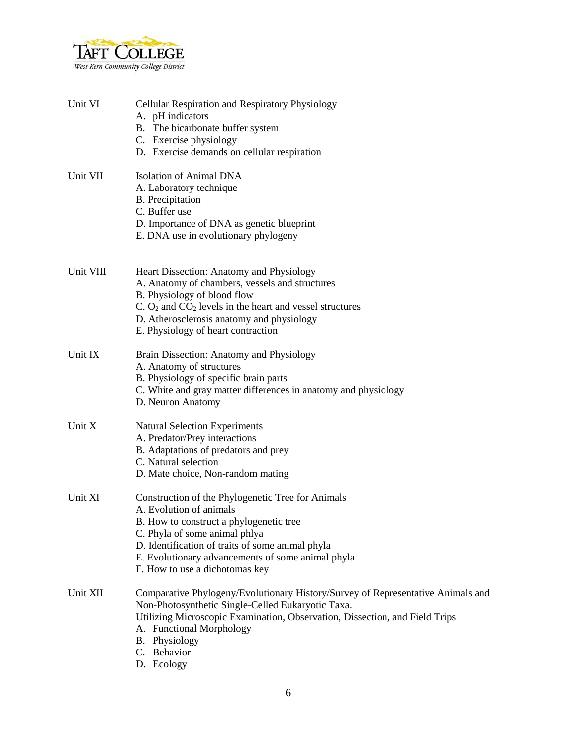Unit VI Cellular Respiration and Respiratory Physiology

A. pH indicators
B. The bicarbonate buffer system
C. Exercise physiology
D. Exercise demands on cellular respiration

Unit VII Isolation of Animal DNA

A. Laboratory technique
B. Precipitation
C. Buffer use
D. Importance of DNA as genetic blueprint
E. DNA use in evolutionary phylogeny

Unit VIII Heart Dissection: Anatomy and Physiology

A. Anatomy of chambers, vessels and structures
B. Physiology of blood flow
C. $O_2$ and $CO_2$ levels in the heart and vessel structures
D. Atherosclerosis anatomy and physiology
E. Physiology of heart contraction

Unit IX Brain Dissection: Anatomy and Physiology

A. Anatomy of structures
B. Physiology of specific brain parts
C. White and gray matter differences in anatomy and physiology
D. Neuron Anatomy

Unit X Natural Selection Experiments

A. Predator/Prey interactions
B. Adaptations of predators and prey
C. Natural selection
D. Mate choice, Non-random mating

Unit XI Construction of the Phylogenetic Tree for Animals

A. Evolution of animals
B. How to construct a phylogenetic tree
C. Phyla of some animal phlya
D. Identification of traits of some animal phyla
E. Evolutionary advancements of some animal phyla
F. How to use a dichotomas key

Unit XII Comparative Phylogeny/Evolutionary History/Survey of Representative Animals and Non-Photosynthetic Single-Celled Eukaryotic Taxa.
Utilizing Microscopic Examination, Observation, Dissection, and Field Trips

A. Functional Morphology
B. Physiology
C. Behavior
D. Ecology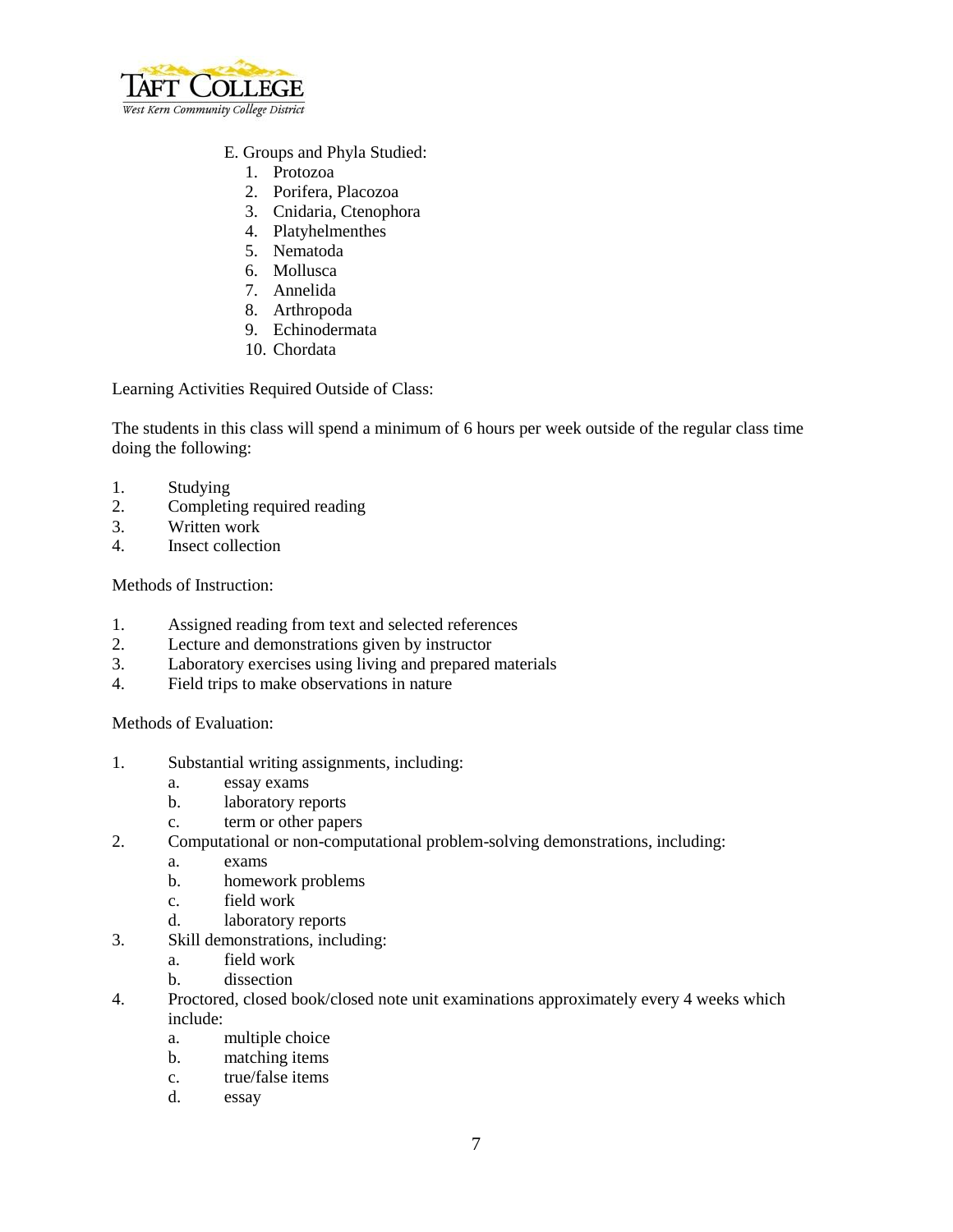E. Groups and Phyla Studied:

1. Protozoa
2. Porifera, Placozoa
3. Cnidaria, Ctenophora
4. Platyhelmenthes
5. Nematoda
6. Mollusca
7. Annelida
8. Arthropoda
9. Echinodermata
10. Chordata

Learning Activities Required Outside of Class:

The students in this class will spend a minimum of 6 hours per week outside of the regular class time doing the following:

1. Studying
2. Completing required reading
3. Written work
4. Insect collection

Methods of Instruction:

1. Assigned reading from text and selected references
2. Lecture and demonstrations given by instructor
3. Laboratory exercises using living and prepared materials
4. Field trips to make observations in nature

Methods of Evaluation:

1. Substantial writing assignments, including:
    a. essay exams
    b. laboratory reports
    c. term or other papers
2. Computational or non-computational problem-solving demonstrations, including:
    a. exams
    b. homework problems
    c. field work
    d. laboratory reports
3. Skill demonstrations, including:
    a. field work
    b. dissection
4. Proctored, closed book/closed note unit examinations approximately every 4 weeks which include:
    a. multiple choice
    b. matching items
    c. true/false items
    d. essay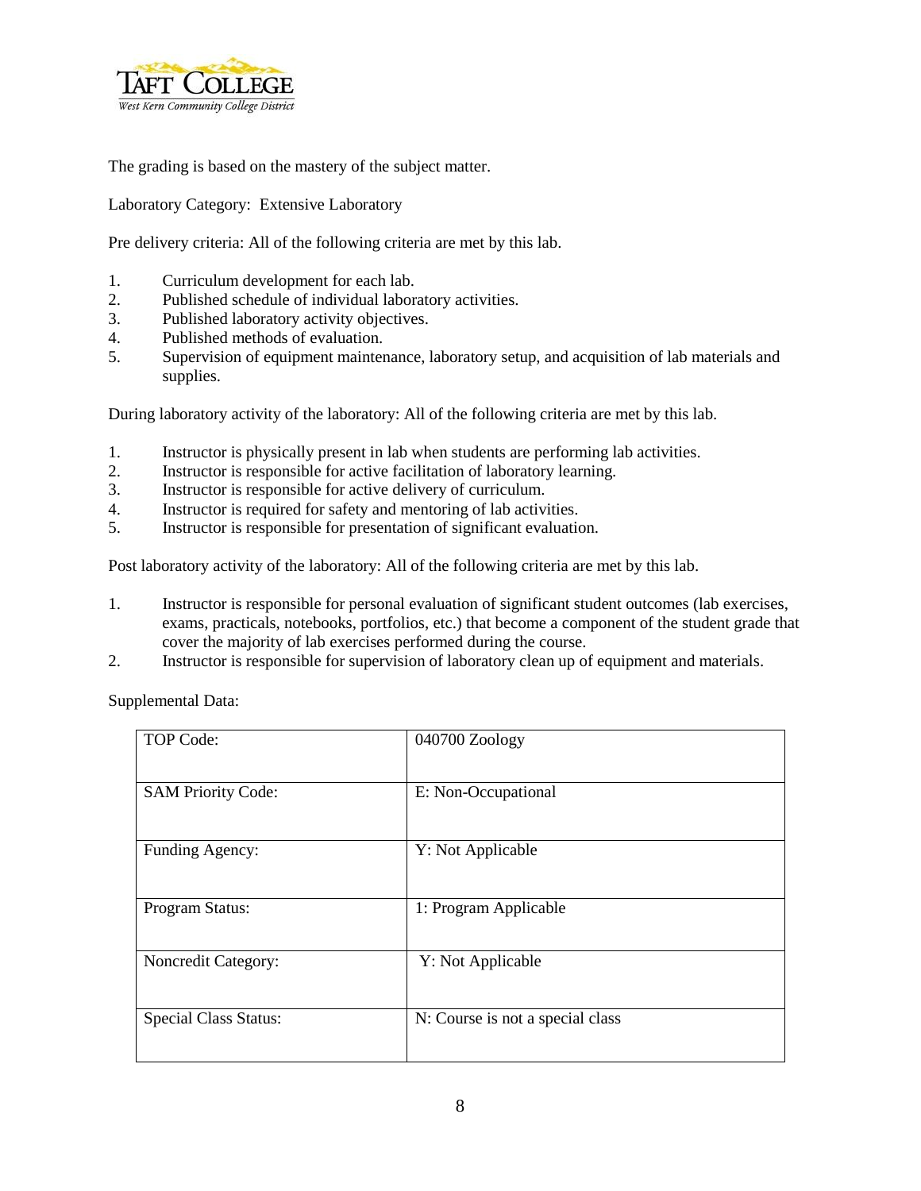The grading is based on the mastery of the subject matter.

Laboratory Category: Extensive Laboratory

Pre delivery criteria: All of the following criteria are met by this lab.

1. Curriculum development for each lab.
2. Published schedule of individual laboratory activities.
3. Published laboratory activity objectives.
4. Published methods of evaluation.
5. Supervision of equipment maintenance, laboratory setup, and acquisition of lab materials and supplies.

During laboratory activity of the laboratory: All of the following criteria are met by this lab.

1. Instructor is physically present in lab when students are performing lab activities.
2. Instructor is responsible for active facilitation of laboratory learning.
3. Instructor is responsible for active delivery of curriculum.
4. Instructor is required for safety and mentoring of lab activities.
5. Instructor is responsible for presentation of significant evaluation.

Post laboratory activity of the laboratory: All of the following criteria are met by this lab.

1. Instructor is responsible for personal evaluation of significant student outcomes (lab exercises, exams, practicals, notebooks, portfolios, etc.) that become a component of the student grade that cover the majority of lab exercises performed during the course.
2. Instructor is responsible for supervision of laboratory clean up of equipment and materials.

Supplemental Data:

| | |
|---|---|
| TOP Code: | 040700 Zoology |
| SAM Priority Code: | E: Non-Occupational |
| Funding Agency: | Y: Not Applicable |
| Program Status: | 1: Program Applicable |
| Noncredit Category: | Y: Not Applicable |
| Special Class Status: | N: Course is not a special class |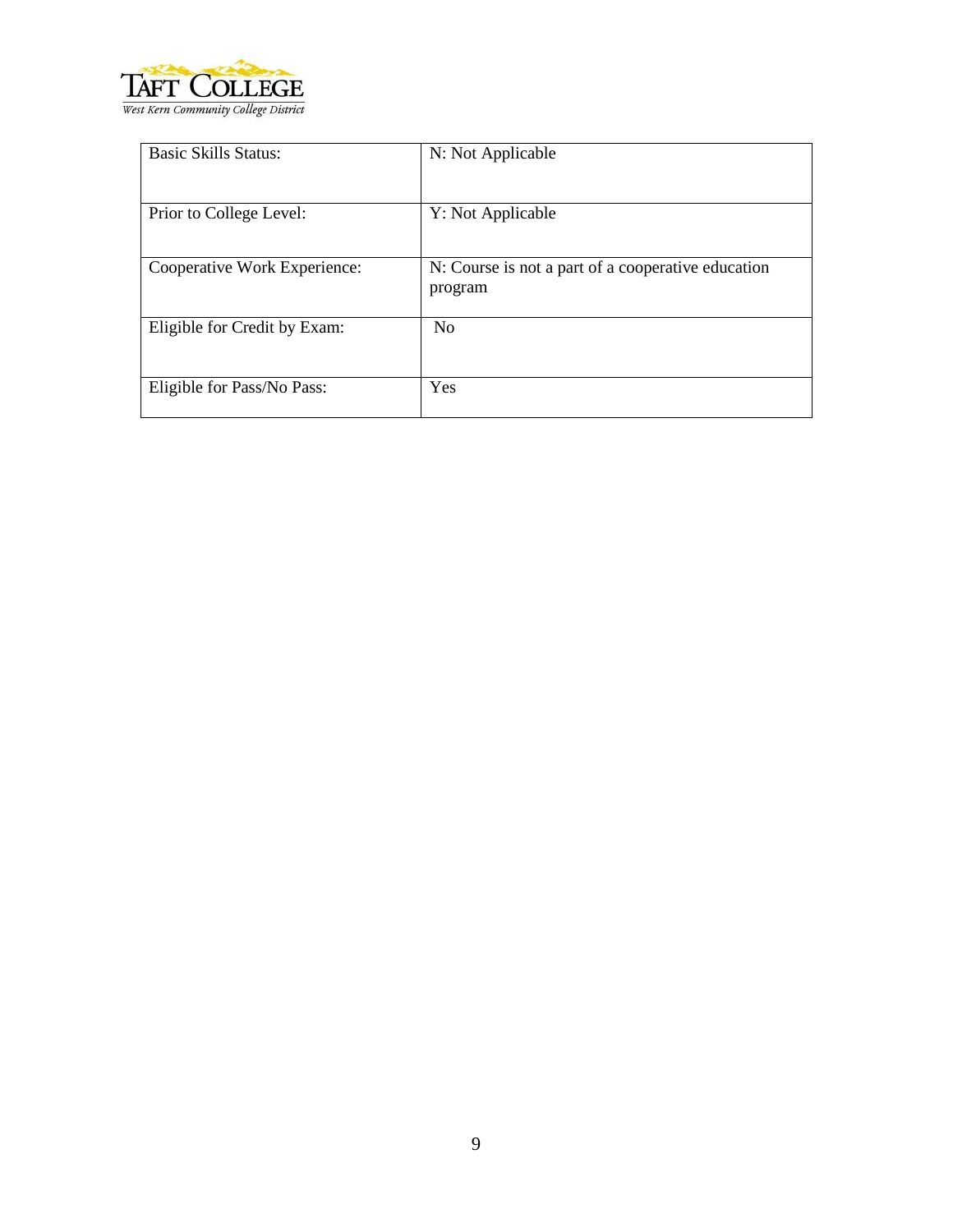| | |
|---|---|
| Basic Skills Status: | N: Not Applicable |
| Prior to College Level: | Y: Not Applicable |
| Cooperative Work Experience: | N: Course is not a part of a cooperative education program |
| Eligible for Credit by Exam: | No |
| Eligible for Pass/No Pass: | Yes |